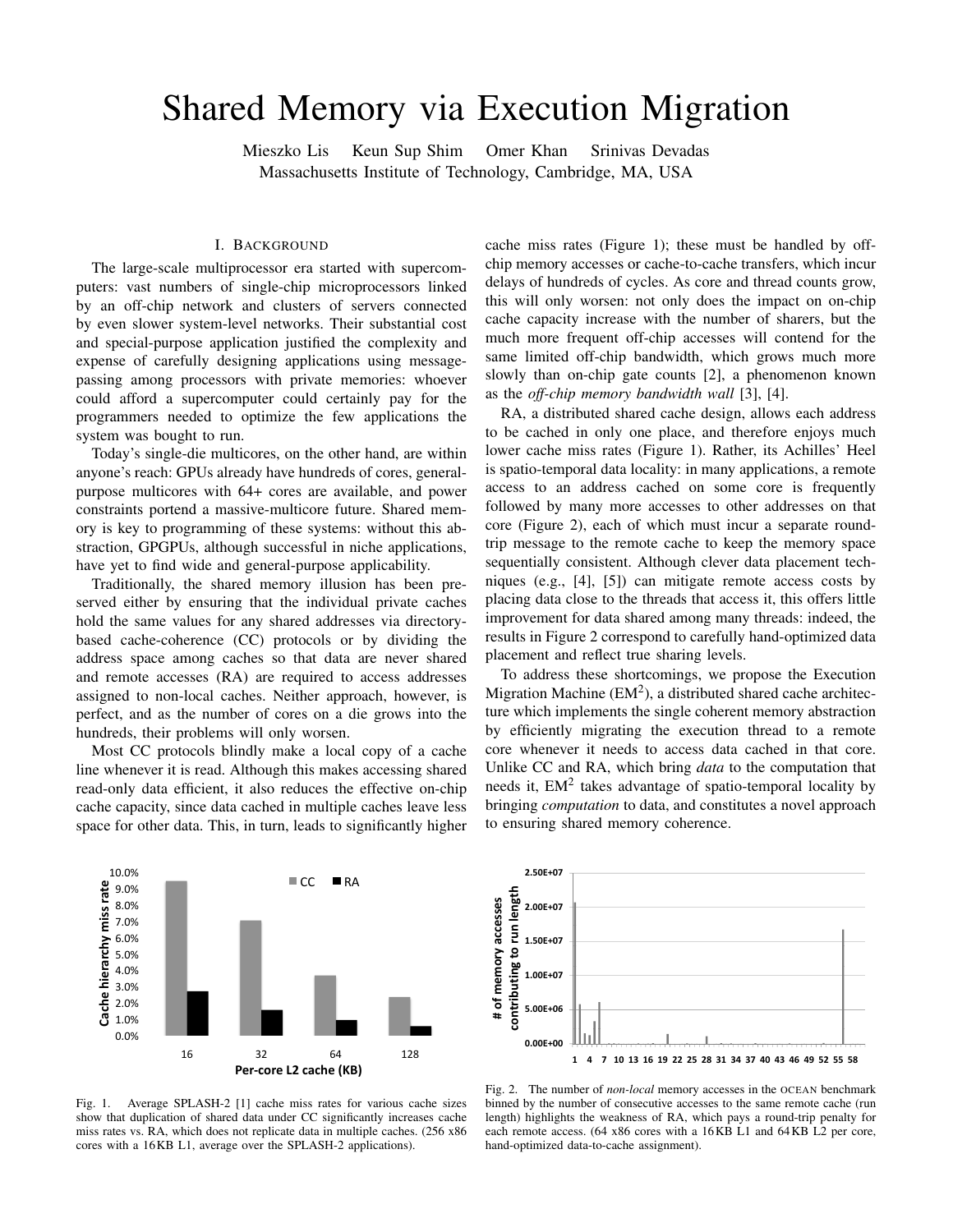# Shared Memory via Execution Migration

Mieszko Lis Keun Sup Shim Omer Khan Srinivas Devadas
Massachusetts Institute of Technology, Cambridge, MA, USA

## I. Background

The large-scale multiprocessor era started with supercomputers: vast numbers of single-chip microprocessors linked by an off-chip network and clusters of servers connected by even slower system-level networks. Their substantial cost and special-purpose application justified the complexity and expense of carefully designing applications using message-passing among processors with private memories: whoever could afford a supercomputer could certainly pay for the programmers needed to optimize the few applications the system was bought to run.

Today's single-die multicores, on the other hand, are within anyone's reach: GPUs already have hundreds of cores, general-purpose multicores with 64+ cores are available, and power constraints portend a massive-multicore future. Shared memory is key to programming of these systems: without this abstraction, GPGPUs, although successful in niche applications, have yet to find wide and general-purpose applicability.

Traditionally, the shared memory illusion has been preserved either by ensuring that the individual private caches hold the same values for any shared addresses via directory-based cache-coherence (CC) protocols or by dividing the address space among caches so that data are never shared and remote accesses (RA) are required to access addresses assigned to non-local caches. Neither approach, however, is perfect, and as the number of cores on a die grows into the hundreds, their problems will only worsen.

Most CC protocols blindly make a local copy of a cache line whenever it is read. Although this makes accessing shared read-only data efficient, it also reduces the effective on-chip cache capacity, since data cached in multiple caches leave less space for other data. This, in turn, leads to significantly higher cache miss rates (Figure 1); these must be handled by off-chip memory accesses or cache-to-cache transfers, which incur delays of hundreds of cycles. As core and thread counts grow, this will only worsen: not only does the impact on on-chip cache capacity increase with the number of sharers, but the much more frequent off-chip accesses will contend for the same limited off-chip bandwidth, which grows much more slowly than on-chip gate counts [2], a phenomenon known as the *off-chip memory bandwidth wall* [3], [4].

RA, a distributed shared cache design, allows each address to be cached in only one place, and therefore enjoys much lower cache miss rates (Figure 1). Rather, its Achilles' Heel is spatio-temporal data locality: in many applications, a remote access to an address cached on some core is frequently followed by many more accesses to other addresses on that core (Figure 2), each of which must incur a separate round-trip message to the remote cache to keep the memory space sequentially consistent. Although clever data placement techniques (e.g., [4], [5]) can mitigate remote access costs by placing data close to the threads that access it, this offers little improvement for data shared among many threads: indeed, the results in Figure 2 correspond to carefully hand-optimized data placement and reflect true sharing levels.

To address these shortcomings, we propose the Execution Migration Machine (EM$^2$), a distributed shared cache architecture which implements the single coherent memory abstraction by efficiently migrating the execution thread to a remote core whenever it needs to access data cached in that core. Unlike CC and RA, which bring *data* to the computation that needs it, EM$^2$ takes advantage of spatio-temporal locality by bringing *computation* to data, and constitutes a novel approach to ensuring shared memory coherence.

Fig. 1. Average SPLASH-2 [1] cache miss rates for various cache sizes show that duplication of shared data under CC significantly increases cache miss rates vs. RA, which does not replicate data in multiple caches. (256 x86 cores with a 16 KB L1, average over the SPLASH-2 applications).

Fig. 2. The number of *non-local* memory accesses in the OCEAN benchmark binned by the number of consecutive accesses to the same remote cache (run length) highlights the weakness of RA, which pays a round-trip penalty for each remote access. (64 x86 cores with a 16 KB L1 and 64 KB L2 per core, hand-optimized data-to-cache assignment).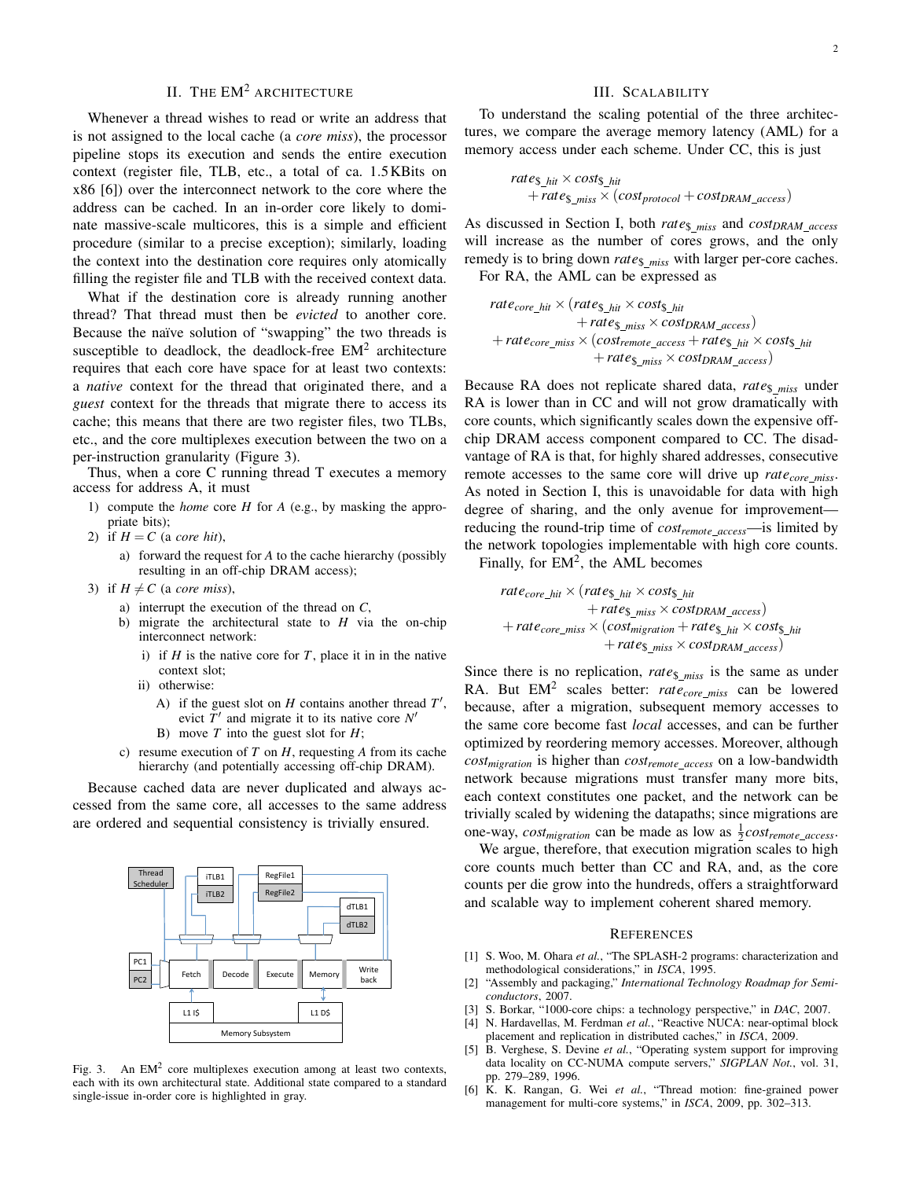## II. The EM² architecture

Whenever a thread wishes to read or write an address that is not assigned to the local cache (a *core miss*), the processor pipeline stops its execution and sends the entire execution context (register file, TLB, etc., a total of ca. 1.5 KBits on x86 [6]) over the interconnect network to the core where the address can be cached. In an in-order core likely to dominate massive-scale multicores, this is a simple and efficient procedure (similar to a precise exception); similarly, loading the context into the destination core requires only atomically filling the register file and TLB with the received context data.

What if the destination core is already running another thread? That thread must then be *evicted* to another core. Because the naïve solution of "swapping" the two threads is susceptible to deadlock, the deadlock-free EM² architecture requires that each core have space for at least two contexts: a *native* context for the thread that originated there, and a *guest* context for the threads that migrate there to access its cache; this means that there are two register files, two TLBs, etc., and the core multiplexes execution between the two on a per-instruction granularity (Figure 3).

Thus, when a core C running thread T executes a memory access for address A, it must

1) compute the *home* core $H$ for $A$ (e.g., by masking the appropriate bits);
2) if $H = C$ (a *core hit*),
   a) forward the request for $A$ to the cache hierarchy (possibly resulting in an off-chip DRAM access);
3) if $H \neq C$ (a *core miss*),
   a) interrupt the execution of the thread on $C$,
   b) migrate the architectural state to $H$ via the on-chip interconnect network:
      i) if $H$ is the native core for $T$, place it in the native context slot;
      ii) otherwise:
         A) if the guest slot on $H$ contains another thread $T'$, evict $T'$ and migrate it to its native core $N'$
         B) move $T$ into the guest slot for $H$;
   c) resume execution of $T$ on $H$, requesting $A$ from its cache hierarchy (and potentially accessing off-chip DRAM).

Because cached data are never duplicated and always accessed from the same core, all accesses to the same address are ordered and sequential consistency is trivially ensured.

Thread Scheduler
iTLB1
iTLB2
RegFile1
RegFile2
dTLB1
dTLB2
PC1
PC2
Fetch
Decode
Execute
Memory
Write back
L1 I$
L1 D$
Memory Subsystem

Fig. 3. An EM² core multiplexes execution among at least two contexts, each with its own architectural state. Additional state compared to a standard single-issue in-order core is highlighted in gray.

## III. Scalability

To understand the scaling potential of the three architectures, we compare the average memory latency (AML) for a memory access under each scheme. Under CC, this is just

$$
\begin{aligned}
&rate_{\$\_hit} \times cost_{\$\_hit} \\
&\quad + rate_{\$\_miss} \times (cost_{protocol} + cost_{DRAM\_access})
\end{aligned}
$$

As discussed in Section I, both $rate_{\$\_miss}$ and $cost_{DRAM\_access}$ will increase as the number of cores grows, and the only remedy is to bring down $rate_{\$\_miss}$ with larger per-core caches.

For RA, the AML can be expressed as

$$
\begin{aligned}
&rate_{core\_hit} \times (rate_{\$\_hit} \times cost_{\$\_hit} \\
&\qquad + rate_{\$\_miss} \times cost_{DRAM\_access}) \\
&+ rate_{core\_miss} \times (cost_{remote\_access} + rate_{\$\_hit} \times cost_{\$\_hit} \\
&\qquad + rate_{\$\_miss} \times cost_{DRAM\_access})
\end{aligned}
$$

Because RA does not replicate shared data, $rate_{\$\_miss}$ under RA is lower than in CC and will not grow dramatically with core counts, which significantly scales down the expensive off-chip DRAM access component compared to CC. The disadvantage of RA is that, for highly shared addresses, consecutive remote accesses to the same core will drive up $rate_{core\_miss}$. As noted in Section I, this is unavoidable for data with high degree of sharing, and the only avenue for improvement—reducing the round-trip time of $cost_{remote\_access}$—is limited by the network topologies implementable with high core counts.

Finally, for EM², the AML becomes

$$
\begin{aligned}
&rate_{core\_hit} \times (rate_{\$\_hit} \times cost_{\$\_hit} \\
&\qquad + rate_{\$\_miss} \times cost_{DRAM\_access}) \\
&+ rate_{core\_miss} \times (cost_{migration} + rate_{\$\_hit} \times cost_{\$\_hit} \\
&\qquad + rate_{\$\_miss} \times cost_{DRAM\_access})
\end{aligned}
$$

Since there is no replication, $rate_{\$\_miss}$ is the same as under RA. But EM² scales better: $rate_{core\_miss}$ can be lowered because, after a migration, subsequent memory accesses to the same core become fast *local* accesses, and can be further optimized by reordering memory accesses. Moreover, although $cost_{migration}$ is higher than $cost_{remote\_access}$ on a low-bandwidth network because migrations must transfer many more bits, each context constitutes one packet, and the network can be trivially scaled by widening the datapaths; since migrations are one-way, $cost_{migration}$ can be made as low as $\frac{1}{2} cost_{remote\_access}$.

We argue, therefore, that execution migration scales to high core counts much better than CC and RA, and, as the core counts per die grow into the hundreds, offers a straightforward and scalable way to implement coherent shared memory.

## References

[1] S. Woo, M. Ohara *et al.*, "The SPLASH-2 programs: characterization and methodological considerations," in *ISCA*, 1995.

[2] "Assembly and packaging," *International Technology Roadmap for Semiconductors*, 2007.

[3] S. Borkar, "1000-core chips: a technology perspective," in *DAC*, 2007.

[4] N. Hardavellas, M. Ferdman *et al.*, "Reactive NUCA: near-optimal block placement and replication in distributed caches," in *ISCA*, 2009.

[5] B. Verghese, S. Devine *et al.*, "Operating system support for improving data locality on CC-NUMA compute servers," *SIGPLAN Not.*, vol. 31, pp. 279–289, 1996.

[6] K. K. Rangan, G. Wei *et al.*, "Thread motion: fine-grained power management for multi-core systems," in *ISCA*, 2009, pp. 302–313.